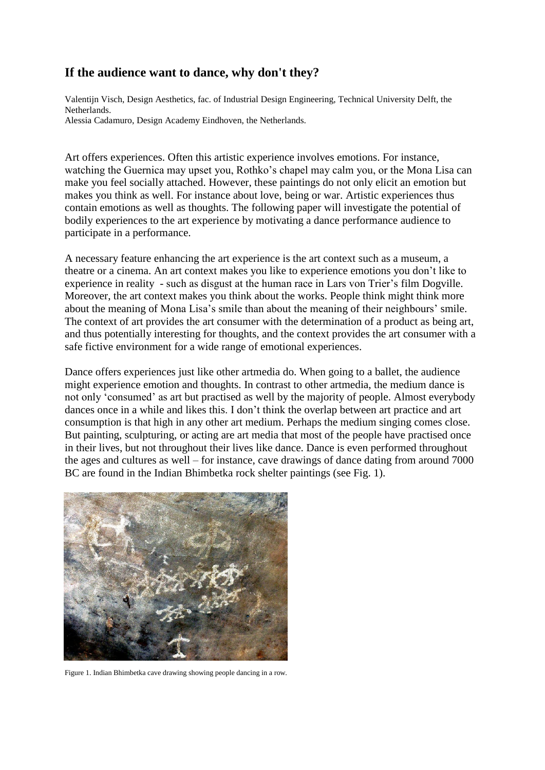## If the audience want to dance, why don't they?

Valentijn Visch, Design Aesthetics, fac. of Industrial Design Engineering, Technical University Delft, the Netherlands.
Alessia Cadamuro, Design Academy Eindhoven, the Netherlands.

Art offers experiences. Often this artistic experience involves emotions. For instance, watching the Guernica may upset you, Rothko's chapel may calm you, or the Mona Lisa can make you feel socially attached. However, these paintings do not only elicit an emotion but makes you think as well. For instance about love, being or war. Artistic experiences thus contain emotions as well as thoughts. The following paper will investigate the potential of bodily experiences to the art experience by motivating a dance performance audience to participate in a performance.

A necessary feature enhancing the art experience is the art context such as a museum, a theatre or a cinema. An art context makes you like to experience emotions you don't like to experience in reality - such as disgust at the human race in Lars von Trier's film Dogville. Moreover, the art context makes you think about the works. People think might think more about the meaning of Mona Lisa's smile than about the meaning of their neighbours' smile. The context of art provides the art consumer with the determination of a product as being art, and thus potentially interesting for thoughts, and the context provides the art consumer with a safe fictive environment for a wide range of emotional experiences.

Dance offers experiences just like other artmedia do. When going to a ballet, the audience might experience emotion and thoughts. In contrast to other artmedia, the medium dance is not only 'consumed' as art but practised as well by the majority of people. Almost everybody dances once in a while and likes this. I don't think the overlap between art practice and art consumption is that high in any other art medium. Perhaps the medium singing comes close. But painting, sculpturing, or acting are art media that most of the people have practised once in their lives, but not throughout their lives like dance. Dance is even performed throughout the ages and cultures as well – for instance, cave drawings of dance dating from around 7000 BC are found in the Indian Bhimbetka rock shelter paintings (see Fig. 1).

Figure 1. Indian Bhimbetka cave drawing showing people dancing in a row.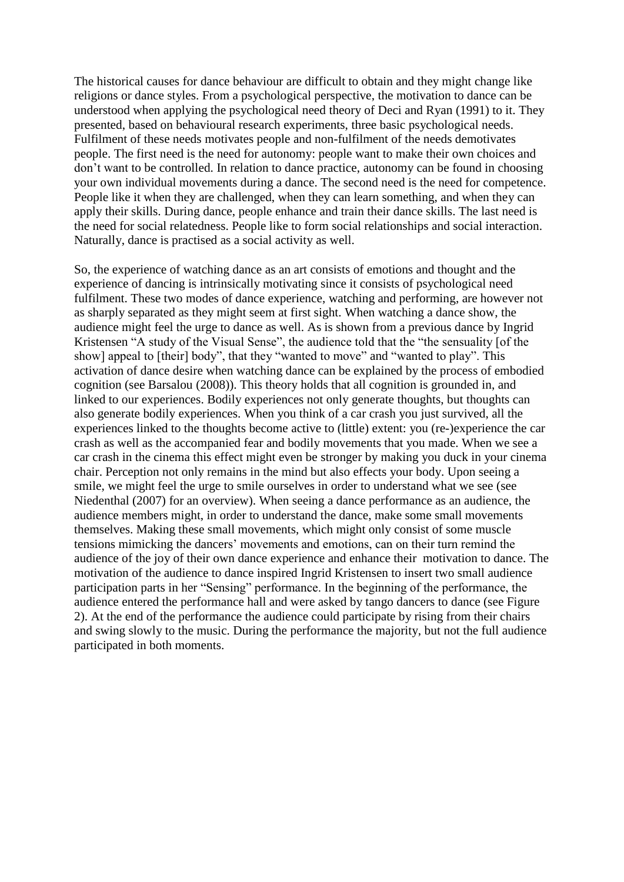The historical causes for dance behaviour are difficult to obtain and they might change like religions or dance styles. From a psychological perspective, the motivation to dance can be understood when applying the psychological need theory of Deci and Ryan (1991) to it. They presented, based on behavioural research experiments, three basic psychological needs. Fulfilment of these needs motivates people and non-fulfilment of the needs demotivates people. The first need is the need for autonomy: people want to make their own choices and don't want to be controlled. In relation to dance practice, autonomy can be found in choosing your own individual movements during a dance. The second need is the need for competence. People like it when they are challenged, when they can learn something, and when they can apply their skills. During dance, people enhance and train their dance skills. The last need is the need for social relatedness. People like to form social relationships and social interaction. Naturally, dance is practised as a social activity as well.

So, the experience of watching dance as an art consists of emotions and thought and the experience of dancing is intrinsically motivating since it consists of psychological need fulfilment. These two modes of dance experience, watching and performing, are however not as sharply separated as they might seem at first sight. When watching a dance show, the audience might feel the urge to dance as well. As is shown from a previous dance by Ingrid Kristensen "A study of the Visual Sense", the audience told that the "the sensuality [of the show] appeal to [their] body", that they "wanted to move" and "wanted to play". This activation of dance desire when watching dance can be explained by the process of embodied cognition (see Barsalou (2008)). This theory holds that all cognition is grounded in, and linked to our experiences. Bodily experiences not only generate thoughts, but thoughts can also generate bodily experiences. When you think of a car crash you just survived, all the experiences linked to the thoughts become active to (little) extent: you (re-)experience the car crash as well as the accompanied fear and bodily movements that you made. When we see a car crash in the cinema this effect might even be stronger by making you duck in your cinema chair. Perception not only remains in the mind but also effects your body. Upon seeing a smile, we might feel the urge to smile ourselves in order to understand what we see (see Niedenthal (2007) for an overview). When seeing a dance performance as an audience, the audience members might, in order to understand the dance, make some small movements themselves. Making these small movements, which might only consist of some muscle tensions mimicking the dancers' movements and emotions, can on their turn remind the audience of the joy of their own dance experience and enhance their motivation to dance. The motivation of the audience to dance inspired Ingrid Kristensen to insert two small audience participation parts in her "Sensing" performance. In the beginning of the performance, the audience entered the performance hall and were asked by tango dancers to dance (see Figure 2). At the end of the performance the audience could participate by rising from their chairs and swing slowly to the music. During the performance the majority, but not the full audience participated in both moments.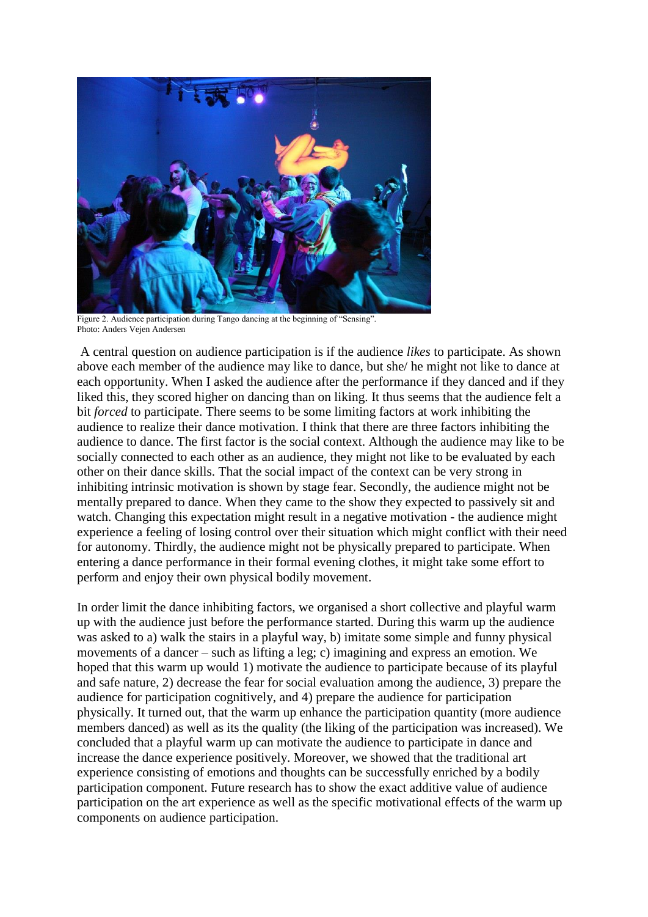Figure 2. Audience participation during Tango dancing at the beginning of "Sensing".
Photo: Anders Vejen Andersen

A central question on audience participation is if the audience *likes* to participate. As shown above each member of the audience may like to dance, but she/ he might not like to dance at each opportunity. When I asked the audience after the performance if they danced and if they liked this, they scored higher on dancing than on liking. It thus seems that the audience felt a bit *forced* to participate. There seems to be some limiting factors at work inhibiting the audience to realize their dance motivation. I think that there are three factors inhibiting the audience to dance. The first factor is the social context. Although the audience may like to be socially connected to each other as an audience, they might not like to be evaluated by each other on their dance skills. That the social impact of the context can be very strong in inhibiting intrinsic motivation is shown by stage fear. Secondly, the audience might not be mentally prepared to dance. When they came to the show they expected to passively sit and watch. Changing this expectation might result in a negative motivation - the audience might experience a feeling of losing control over their situation which might conflict with their need for autonomy. Thirdly, the audience might not be physically prepared to participate. When entering a dance performance in their formal evening clothes, it might take some effort to perform and enjoy their own physical bodily movement.

In order limit the dance inhibiting factors, we organised a short collective and playful warm up with the audience just before the performance started. During this warm up the audience was asked to a) walk the stairs in a playful way, b) imitate some simple and funny physical movements of a dancer – such as lifting a leg; c) imagining and express an emotion. We hoped that this warm up would 1) motivate the audience to participate because of its playful and safe nature, 2) decrease the fear for social evaluation among the audience, 3) prepare the audience for participation cognitively, and 4) prepare the audience for participation physically. It turned out, that the warm up enhance the participation quantity (more audience members danced) as well as its the quality (the liking of the participation was increased). We concluded that a playful warm up can motivate the audience to participate in dance and increase the dance experience positively. Moreover, we showed that the traditional art experience consisting of emotions and thoughts can be successfully enriched by a bodily participation component. Future research has to show the exact additive value of audience participation on the art experience as well as the specific motivational effects of the warm up components on audience participation.